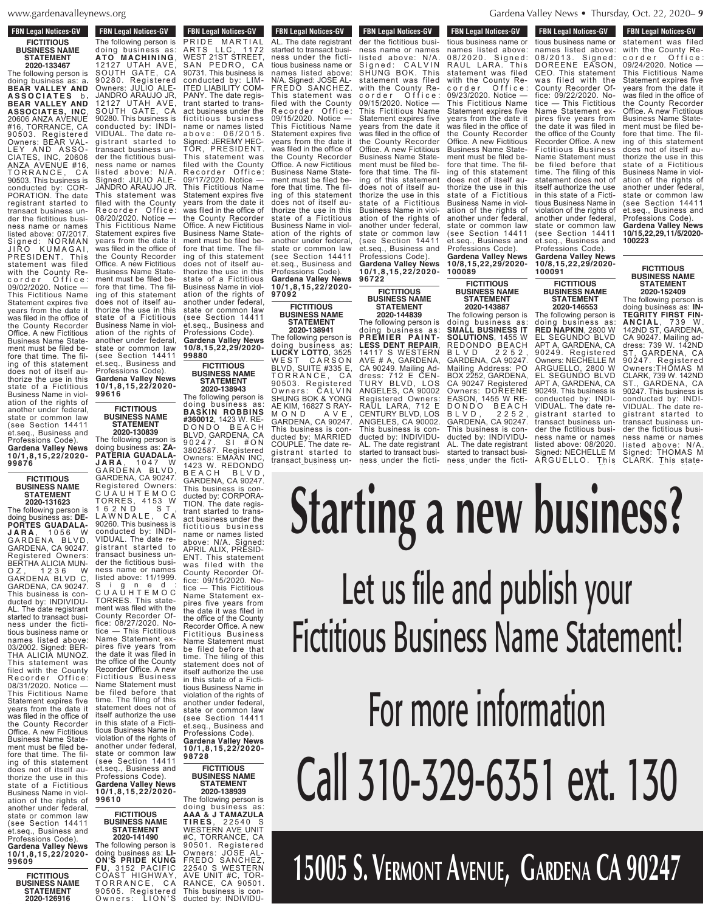FBN Legal Notices-GV

**FICTITIOUS BUSINESS NAME STATEMENT 2020-133467**

The following person is doing business as: a. **BEAR VALLEY AND ASSOCIATES** b. **BEAR VALLEY AND ASSOCIATES, INC**, 20606 ANZA AVENUE #16, TORRANCE, CA 90503. Registered Owners: BEAR VALLEY AND ASSOCIATES, INC, 20606 ANZA AVENUE #16, TORRANCE, CA 90503. This business is conducted by: CORPORATION. The date registrant started to transact business under the fictitious business name or names listed above: 07/2017. Signed: NORMAN JIRO KUMAGAI, PRESIDENT. This statement was filed with the County Recorder Office: 09/02/2020. Notice — This Fictitious Name Statement expires five years from the date it was filed in the office of the County Recorder Office. A new Fictitious Business Name Statement must be filed before that time. The filing of this statement does not of itself authorize the use in this state of a Fictitious Business Name in violation of the rights of another under federal, state or common law (see Section 14411 et.seq., Business and Professions Code).
**Gardena Valley News 10/1,8,15,22/2020-99876**

**FICTITIOUS BUSINESS NAME STATEMENT 2020-131623**

The following person is doing business as: **DEPORTES GUADALAJARA**, 1056 W GARDENA BLVD, GARDENA, CA 90247. Registered Owners: BERTHA ALICIA MUNOZ, 1236 W GARDENA BLVD C, GARDENA, CA 90247. This business is conducted by: INDIVIDUAL. The date registrant started to transact business under the fictitious business name or names listed above: 03/2002. Signed: BERTHA ALICIA MUNOZ. This statement was filed with the County Recorder Office: 08/31/2020. Notice — This Fictitious Name Statement expires five years from the date it was filed in the office of the County Recorder Office. A new Fictitious Business Name Statement must be filed before that time. The filing of this statement does not of itself authorize the use in this state of a Fictitious Business Name in violation of the rights of another under federal, state or common law (see Section 14411 et.seq., Business and Professions Code).
**Gardena Valley News 10/1,8,15,22/2020-99609**

**FICTITIOUS BUSINESS NAME STATEMENT 2020-126916**

The following person is doing business as: **ATO MACHINING**, 12127 UTAH AVE, SOUTH GATE, CA 90280. Registered Owners: JULIO ALEJANDRO ARAUJO JR, 12127 UTAH AVE, SOUTH GATE, CA 90280. This business is conducted by: INDIVIDUAL. The date registrant started to transact business under the fictitious business name or names listed above: N/A. Signed: JULIO ALEJANDRO ARAUJO JR. This statement was filed with the County Recorder Office: 08/20/2020. Notice — This Fictitious Name Statement expires five years from the date it was filed in the office of the County Recorder Office. A new Fictitious Business Name Statement must be filed before that time. The filing of this statement does not of itself authorize the use in this state of a Fictitious Business Name in violation of the rights of another under federal, state or common law (see Section 14411 et.seq., Business and Professions Code).
**Gardena Valley News 10/1,8,15,22/2020-99616**

**FICTITIOUS BUSINESS NAME STATEMENT 2020-130839**

The following person is doing business as: **ZAPATERIA GUADALAJARA**, 1047 W GARDENA BLVD, GARDENA, CA 90247. Registered Owners: CUAUHTEMOC TORRES, 4153 W 162ND ST, LAWNDALE, CA 90260. This business is conducted by: INDIVIDUAL. The date registrant started to transact business under the fictitious business name or names listed above: 11/1999. Signed: CUAUHTEMOC TORRES. This statement was filed with the County Recorder Office: 08/27/2020. Notice — This Fictitious Name Statement expires five years from the date it was filed in the office of the County Recorder Office. A new Fictitious Business Name Statement must be filed before that time. The filing of this statement does not of itself authorize the use in this state of a Fictitious Business Name in violation of the rights of another under federal, state or common law (see Section 14411 et.seq., Business and Professions Code).
**Gardena Valley News 10/1,8,15,22/2020-99610**

**FICTITIOUS BUSINESS NAME STATEMENT 2020-141490**

The following person is doing business as: **LION'S PRIDE KUNG FU**, 3152 PACIFIC COAST HIGHWAY, TORRANCE, CA 90505. Registered Owners: LION'S PRIDE MARTIAL ARTS LLC, 1172 WEST 21ST STREET, SAN PEDRO, CA 90731. This business is conducted by: LIMITED LIABILITY COMPANY. The date registrant started to transact business under the fictitious business name or names listed above: 06/2015. Signed: JEREMY HECTOR, PRESIDENT. This statement was filed with the County Recorder Office: 09/17/2020. Notice — This Fictitious Name Statement expires five years from the date it was filed in the office of the County Recorder Office. A new Fictitious Business Name Statement must be filed before that time. The filing of this statement does not of itself authorize the use in this state of a Fictitious Business Name in violation of the rights of another under federal, state or common law (see Section 14411 et.seq., Business and Professions Code).
**Gardena Valley News 10/8,15,22,29/2020-99880**

**FICTITIOUS BUSINESS NAME STATEMENT 2020-138943**

The following person is doing business as: **BASKIN ROBBINS #360012**, 1423 W. REDONDO BEACH BLVD, GARDENA, CA 90247. SI #ON 3802587. Registered Owners: EMAAN INC, 1423 W. REDONDO BEACH BLVD, GARDENA, CA 90247. This business is conducted by: CORPORATION. The date registrant started to transact business under the fictitious business name or names listed above: N/A. Signed: APRIL ALIX, PRESIDENT. This statement was filed with the County Recorder Office: 09/15/2020. Notice — This Fictitious Name Statement expires five years from the date it was filed in the office of the County Recorder Office. A new Fictitious Business Name Statement must be filed before that time. The filing of this statement does not of itself authorize the use in this state of a Fictitious Business Name in violation of the rights of another under federal, state or common law (see Section 14411 et.seq., Business and Professions Code).
**Gardena Valley News 10/1,8,15,22/2020-98728**

**FICTITIOUS BUSINESS NAME STATEMENT 2020-138939**

The following person is doing business as: **AAA & J TAMAZULA TIRES**, 22540 S WESTERN AVE UNIT #C, TORRANCE, CA 90501. Registered Owners: JOSE ALFREDO SANCHEZ, 22540 S WESTERN AVE UNIT #C, TORRANCE, CA 90501. This business is conducted by: INDIVIDUAL. The date registrant started to transact business under the fictitious business name or names listed above: N/A. Signed: JOSE ALFREDO SANCHEZ. This statement was filed with the County Recorder Office: 09/15/2020. Notice — This Fictitious Name Statement expires five years from the date it was filed in the office of the County Recorder Office. A new Fictitious Business Name Statement must be filed before that time. The filing of this statement does not of itself authorize the use in this state of a Fictitious Business Name in violation of the rights of another under federal, state or common law (see Section 14411 et.seq., Business and Professions Code).
**Gardena Valley News 10/1,8,15,22/2020-97092**

**FICTITIOUS BUSINESS NAME STATEMENT 2020-138941**

The following person is doing business as: **LUCKY LOTTO**, 3525 WEST CARSON BLVD, SUITE #335 E, TORRANCE, CA 90503. Registered Owners: CALVIN SHUNG BOK & YONG AE KIM, 16827 S RAYMOND AVE, GARDENA, CA 90247. This business is conducted by: MARRIED COUPLE. The date registrant started to transact business under the fictitious business name or names listed above: N/A. Signed: CALVIN SHUNG BOK. This statement was filed with the County Recorder Office: 09/15/2020. Notice — This Fictitious Name Statement expires five years from the date it was filed in the office of the County Recorder Office. A new Fictitious Business Name Statement must be filed before that time. The filing of this statement does not of itself authorize the use in this state of a Fictitious Business Name in violation of the rights of another under federal, state or common law (see Section 14411 et.seq., Business and Professions Code).
**Gardena Valley News 10/1,8,15,22/2020-96722**

**FICTITIOUS BUSINESS NAME STATEMENT 2020-144839**

The following person is doing business as: **PREMIER PAINTLESS DENT REPAIR**, 14117 S WESTERN AVE # A, GARDENA, CA 90249. Mailing Address: 712 E CENTURY BLVD, LOS ANGELES, CA 90002. Registered Owners: RAUL LARA, 712 E CENTURY BLVD, LOS ANGELES, CA 90002. This business is conducted by: INDIVIDUAL. The date registrant started to transact business under the fictitious business name or names listed above: 08/2020. Signed: RAUL LARA. This statement was filed with the County Recorder Office: 09/23/2020. Notice — This Fictitious Name Statement expires five years from the date it was filed in the office of the County Recorder Office. A new Fictitious Business Name Statement must be filed before that time. The filing of this statement does not of itself authorize the use in this state of a Fictitious Business Name in violation of the rights of another under federal, state or common law (see Section 14411 et.seq., Business and Professions Code).
**Gardena Valley News 10/8,15,22,29/2020-100089**

**FICTITIOUS BUSINESS NAME STATEMENT 2020-143887**

The following person is doing business as: **SMALL BUSINESS IT SOLUTIONS**, 1455 W REDONDO BEACH BLVD 2252, GARDENA, CA 90247. Mailing Address: PO BOX 2252, GARDENA, CA 90247 Registered Owners: DOREENE EASON, 1455 W REDONDO BEACH BLVD, 2252, GARDENA, CA 90247. This business is conducted by: INDIVIDUAL. The date registrant started to transact business under the fictitious business name or names listed above: 08/2013. Signed: DOREENE EASON, CEO. This statement was filed with the County Recorder Office: 09/22/2020. Notice — This Fictitious Name Statement expires five years from the date it was filed in the office of the County Recorder Office. A new Fictitious Business Name Statement must be filed before that time. The filing of this statement does not of itself authorize the use in this state of a Fictitious Business Name in violation of the rights of another under federal, state or common law (see Section 14411 et.seq., Business and Professions Code).
**Gardena Valley News 10/8,15,22,29/2020-100091**

**FICTITIOUS BUSINESS NAME STATEMENT 2020-146553**

The following person is doing business as: **RED NAPKIN**, 2800 W EL SEGUNDO BLVD APT A, GARDENA, CA 90249. Registered Owners: NECHELLE M ARGUELLO, 2800 W EL SEGUNDO BLVD APT A, GARDENA, CA 90249. This business is conducted by: INDIVIDUAL. The date registrant started to transact business under the fictitious business name or names listed above: 08/2020. Signed: NECHELLE M ARGUELLO. This statement was filed with the County Recorder Office: 09/24/2020. Notice — This Fictitious Name Statement expires five years from the date it was filed in the office of the County Recorder Office. A new Fictitious Business Name Statement must be filed before that time. The filing of this statement does not of itself authorize the use in this state of a Fictitious Business Name in violation of the rights of another under federal, state or common law (see Section 14411 et.seq., Business and Professions Code).
**Gardena Valley News 10/15,22,29,11/5/2020-100223**

**FICTITIOUS BUSINESS NAME STATEMENT 2020-152409**

The following person is doing business as: **INTEGRITY FIRST FINANCIAL**, 739 W. 142ND ST, GARDENA, CA 90247. Mailing address: 739 W. 142ND ST, GARDENA, CA 90247. Registered Owners:THOMAS M CLARK, 739 W. 142ND ST., GARDENA, CA 90247. This business is conducted by: INDIVIDUAL. The date registrant started to transact business under the fictitious business name or names listed above: N/A. Signed: THOMAS M CLARK. This state-

# Starting a new business?

## Let us file and publish your Fictitious Business Name Statement!

## For more information

# Call 310-329-6351 ext. 130

## 15005 S. Vermont Avenue, Gardena CA 90247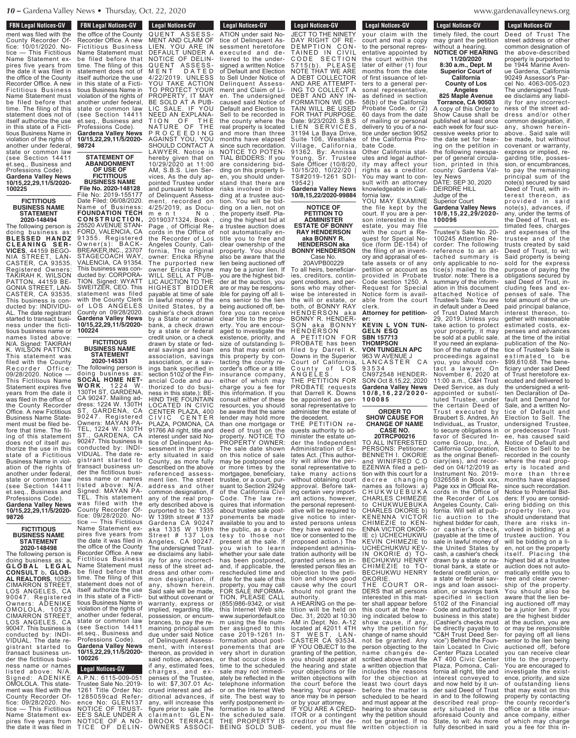ment was filed with the County Recorder Office: 10/01/2020. Notice — This Fictitious Name Statement expires five years from the date it was filed in the office of the County Recorder Office. A new Fictitious Business Name Statement must be filed before that time. The filing of this statement does not of itself authorize the use in this state of a Fictitious Business Name in violation of the rights of another under federal, state or common law (see Section 14411 et.seq., Business and Professions Code).
**Gardena Valley News 10/15,22,29,11/5/2020-100225**

**FICTITIOUS BUSINESS NAME STATEMENT 2020-148494**

The following person is doing business as: **BLESSED HANDZ CLEANING SERVICES**, 44159 BEGONIA STREET, LANCASTER, CA 93535. Registered Owners: TAKIRAH K. WILSON PATTON, 44159 BEGONIA STREET, LANCASTER, CA 93535. This business is conducted by: INDIVIDUAL. The date registrant started to transact business under the fictitious business name or names listed above: N/A. Signed: TAKIRAH K. WILSON PATTON. This statement was filed with the County Recorder Office: 09/28/2020. Notice — This Fictitious Name Statement expires five years from the date it was filed in the office of the County Recorder Office. A new Fictitious Business Name Statement must be filed before that time. The filing of this statement does not of itself authorize the use in this state of a Fictitious Business Name in violation of the rights of another under federal, state or common law (see Section 14411 et.seq., Business and Professions Code).
**Gardena Valley News 10/15,22,29,11/5/2020-98726**

**FICTITIOUS BUSINESS NAME STATEMENT 2020-148498**

The following person is doing business as: **a. GLOBAL LEGAL CONSULT b. GLOBAL REALTORS**, 10523 CIMARRON STREET, LOS ANGELES, CA 90047. Registered Owners: ADENIKE OMOLOLA, 10523 CIMARRON STREET, LOS ANGELES, CA 90047. This business is conducted by: INDIVIDUAL. The date registrant started to transact business under the fictitious business name or names listed above: N/A. Signed: ADENIKE OMOLOLA. This statement was filed with the County Recorder Office: 09/28/2020. Notice — This Fictitious Name Statement expires five years from the date it was filed in the office of the County Recorder Office. A new Fictitious Business Name Statement must be filed before that time. The filing of this statement does not of itself authorize the use in this state of a Fictitious Business Name in violation of the rights of another under federal, state or common law (see Section 14411 et.seq., Business and Professions Code).
**Gardena Valley News 10/15,22,29,11/5/2020-98724**

**STATEMENT OF ABANDONMENT OF USE OF FICTITIOUS BUSINESS NAME File No. 2020-148128**

File No: 2019-155177 Date Filed: 06/08/2020. Name of Business: **FOUNDATION TECH CONSTRUCTION**, 25520 AVENUE STANFORD, VALENCIA, CA 91355. Registered Owner(s): BACKBREAKER,INC., 23707 STAGECOACH WAY, VALENCIA, CA 91354. This business was conducted by: CORPORATION. Signed: WYATT SWEITZER, CEO. This statement was filed with the County Clerk of LOS ANGELES County on 09/28/2020.
**Gardena Valley News 10/15,22,29,11/5/2020-100224**

**FICTITIOUS BUSINESS NAME STATEMENT 2020-145331**

The following person is doing business as: **SOCAL HOME NETWORK**, 1224 W. 130TH ST, GARDENA, CA 90247. Mailing address: 1224 W. 130TH ST, GARDENA, CA 90247. Registered Owners: MAYAN PATEL, 1224 W. 130TH ST., GARDENA, CA 90247. This business is conducted by: INDIVIDUAL. The date registrant started to transact business under the fictitious business name or names listed above: N/A. Signed: MAYAN PATEL. This statement was filed with the County Recorder Office: 09/28/2020. Notice — This Fictitious Name Statement expires five years from the date it was filed in the office of the County Recorder Office. A new Fictitious Business Name Statement must be filed before that time. The filing of this statement does not of itself authorize the use in this state of a Fictitious Business Name in violation of the rights of another under federal, state or common law (see Section 14411 et.seq., Business and Professions Code).
**Gardena Valley News 10/15,22,29,11/5/2020-100226**

A.P.N.: 6115-009-051 Trustee Sale No.:2019-1261 Title Order No: 1285059cad Reference No: GLEN137 NOTICE OF TRUSTEE'S SALE UNDER A NOTICE OF A NOTICE OF DELINQUENT ASSESSMENT AND CLAIM OF LIEN. YOU ARE IN DEFAULT UNDER A NOTICE OF DELINQUENT ASSESSMENT DATED 4/22/2019. UNLESS YOU TAKE ACTION TO PROTECT YOUR PROPERTY, IT MAY BE SOLD AT A PUBLIC SALE. IF YOU NEED AN EXPLANATION OF THE NATURE OF THE PROCEEDING AGAINST YOU, YOU SHOULD CONTACT A LAWYER. Notice is hereby given that on 10/29/2020 at 11:00 AM, S.B.S. Lien Services, As the duly appointed Trustee under and pursuant to Notice of Delinquent Assessment, recorded on 4/25/2019, as Document No. 20190371324, Book, Page, of Official Records in the Office of the Recorder of Los Angeles County, California, The original owner: Ericka Rhyne The purported new owner Ericka Rhyne WILL SELL AT PUBLIC AUCTION TO THE HIGHEST BIDDER payable at time of sale in lawful money of the United States, by a cashier's check drawn by a State or national bank, a check drawn by a state or federal credit union, or a check drawn by state or federal savings and loan association, savings association, or a savings bank specified in section 5102 of the Financial Code and authorized to do business in this state.): BEHIND THE FOUNTAIN LOCATED IN CIVIC CENTER PLAZA, 400 CIVIC CENTER PLAZA, POMONA, CA 91766 All right, title and interest under said Notice of Delinquent Assessment in the property situated in said County, as more fully described on the above referenced assessment lien. The street address and other common designation, if any of the real property described above is purported to be: 1335 W 139th street # 137 Gardena CA 90247 aka 1335 W 139th Street # 137 Los Angeles, CA 90247. The undersigned Trustee disclaims any liability for any incorrectness of the street address and other common designation, if any, shown herein. Said sale will be made, but without covenant or warranty, express or implied, regarding title, possession, or encumbrances, to pay the remaining principal sum due under said Notice of Delinquent Assessment, with interest thereon, as provided in said notice, advances, if any, estimated fees, charges, and expenses of the Trustee, to wit: $7,307.01 Accrued interest and additional advances, if any, will increase this figure prior to sale. The claimant: GLENBROOK TERRACE OWNERS ASSOCIATION under said Notice of Delinquent Assessment heretofore executed and delivered to the undersigned a written Notice of Default and Election to Sell Under Notice of Delinquent Assessment and Claim of Lien. The undersigned caused said Notice of Default and Election to Sell to be recorded in the county where the real property is located and more than three months have elapsed since such recordation. NOTICE TO POTENTIAL BIDDERS: If you are considering bidding on this property lien, you should understand that there are risks involved in bidding at a trustee auction. You will be bidding on a lien, not on the property itself. Placing the highest bid at a trustee auction does not automatically entitle you to free and clear ownership of the property. You should also be aware that the lien being auctioned off may be a junior lien. If you are the highest bidder at the auction, you are or may be responsible for paying off all liens senior to the lien being auctioned off, before you can receive clear title to the property. You are encouraged to investigate the existence, priority, and size of outstanding liens that may exist on this property by contacting the county recorder's office or a title insurance company, either of which may charge you a fee for this information. If you consult either of these resources, you should be aware that the same lender may hold more than one mortgage or deed of trust on the property. NOTICE TO PROPERTY OWNER: The sale date shown on this notice of sale may be postponed one or more times by the mortgagee, beneficiary, trustee, or a court, pursuant to Section 2924g of the California Civil Code. The law requires that information about trustee sale postponements be made available to you and to the public, as a courtesy to those not present at the sale. If you wish to learn whether your sale date has been postponed, and, if applicable, the rescheduled time and date for the sale of this property, you may call FOR SALE INFORMATION, PLEASE CALL (855)986-9342, or visit this Internet Web site www.superiordefault.com using the file number assigned to this case 2019-1261 Information about postponements that are very short in duration or that occur close in time to the scheduled sale may not immediately be reflected in the telephone information or on the Internet Web site. The best way to verify postponement information is to attend the scheduled sale. THE PROPERTY IS BEING SOLD SUBJECT TO THE NINETY DAY RIGHT OF REDEMPTION CONTAINED IN CIVIL CODE SECTION 5715(b). PLEASE NOTE THAT WE ARE A DEBT COLLECTOR AND ARE ATTEMPTING TO COLLECT A DEBT AND ANY INFORMATION WE OBTAIN WILL BE USED FOR THAT PURPOSE. Date: 9/23/2020. S.B.S LIEN SERVICES, 31194 La Baya Drive, Suite 106, Westlake Village, California, 91362. By: Annissa Young, Sr. Trustee Sale Officer (10/8/20, 10/15/20, 10/22/20 | TS#2019-1261 SDI-19542)
**Gardena Valley News 10/8,15,22/2020-99884**

**NOTICE OF PETITION TO ADMINISTER ESTATE OF BONNY RAY HENDERSON aka BONNY R. HENDERSON aka BONNY HENDERSON**
Case No. 20AVPB00229

To all heirs, beneficiaries, creditors, contingent creditors, and persons who may otherwise be interested in the will or estate, or both, of BONNY RAY HENDERSON aka BONNY R. HENDERSON aka BONNY HENDERSON

A PETITION FOR PROBATE has been filed by Darrell K. Downs in the Superior Court of California, County of LOS ANGELES.

THE PETITION FOR PROBATE requests that Darrell K. Downs be appointed as personal representative to administer the estate of the decedent.

THE PETITION requests authority to administer the estate under the Independent Administration of Estates Act. (This authority will allow the personal representative to take many actions without obtaining court approval. Before taking certain very important actions, however, the personal representative will be required to give notice to interested persons unless they have waived notice or consented to the proposed action.) The independent administration authority will be granted unless an interested person files an objection to the petition and shows good cause why the court should not grant the authority.

A HEARING on the petition will be held on Dec. 31, 2020 at 10:30 AM in Dept. No. A-12 located at 42011 4TH ST WEST, LANCASTER CA 93534.

IF YOU OBJECT to the granting of the petition, you should appear at the hearing and state your objections or file written objections with the court before the hearing. Your appearance may be in person or by your attorney.

IF YOU ARE A CREDITOR or a contingent creditor of the decedent, you must file your claim with the court and mail a copy to the personal representative appointed by the court within the later of either (1) four months from the date of first issuance of letters to a general personal representative, as defined in section 58(b) of the California Probate Code, or (2) 60 days from the date of mailing or personal delivery to you of a notice under section 9052 of the California Probate Code.

Other California statutes and legal authority may affect your rights as a creditor. You may want to consult with an attorney knowledgeable in California law.

YOU MAY EXAMINE the file kept by the court. If you are a person interested in the estate, you may file with the court a Request for Special Notice (form DE-154) of the filing of an inventory and appraisal of estate assets or of any petition or account as provided in Probate Code section 1250. A Request for Special Notice form is available from the court clerk.

**Attorney for petitioner:**
**KEVIN L VON TUNGELN ESQ**
**SBN 157713**
**THOMPSON VON TUNGELN APC**
963 W AVENUE J
LANCASTER CA 93534
CN972548 HENDERSON Oct 8,15,22, 2020
**Gardena Valley News 10/8,16,22/2020-100085**

**ORDER TO SHOW CAUSE FOR CHANGE OF NAME CASE NO. 20TRCP00216**

TO ALL INTERESTED PERSONS: Petitioner: BENNETH I. OKORIE and WINIFRED C.O EZENWA filed a petition with this court for a decree changing names as follows: a) CHUKWUEBUKA CHARLES CHIMEZIE to CHUKWUEBUKA CHARLES OKORIE b) KENENNA VICTOR CHIMEZIE to KENENNA VICTOR OKORIE c) UCHECHUKWU KEVIN CHIMEZIE to UCHECHUKWU KEVIN OKORIE d) TOBECHUKWU HENRY CHIMEZIE to TOBECHUKWU HENRY OKORIE.

THE COURT ORDERS that all persons interested in this matter shall appear before this court at the hearing indicated below to show cause, if any, why the petition for change of name should not be granted. Any person objecting to the name changes described above must file a written objection that includes the reasons for the objection at least two court days before the matter is scheduled to be heard and must appear at the hearing to show cause why the petition should not be granted. If no written objection is timely filed, the court may grant the petition without a hearing.

**NOTICE OF HEARING**
**11/20/2020**
**8:30 a.m., Dept. M**
**Superior Court of California County of Los Angeles**
**825 Maple Avenue Torrance, CA 90503**

A copy of this Order to Show Cause shall be published at least once each week for four successive weeks prior to the date set for hearing on the petition in the following newspaper of general circulation, printed in this county: Gardena Valley News
DATE: SEP 30, 2020
DEIRDRE HILL
Judge of the Superior Court
**Gardena Valley News 10/8,15,22,29/2020-100096**

Trustee's Sale No. 20-100245 Attention Recorder: The following reference to an attached summary is only applicable to notice(s) mailed to the trustor. note: There is a summary of the information in this document attached Notice of Trustee's Sale. You are in default under a Deed of Trust Dated March 29, 2019. Unless you take action to protect your property, it may be sold at a public sale. If you need an explanation of the nature of the proceedings against you, you should contact a lawyer. On November 6, 2020 at 11:00 a.m., C&H Trust Deed Service, as duly appointed or substituted Trustee, under the certain Deed of Trust executed by Braubert S. Andres, An IndividuaL, as Trustor, to secure obligations in favor of Secured Income Group, Inc., A California Corporation, as the original Beneficiary(ies), and recorded on 04/12/2019 as Instrument No. 2019-0326558 in Book xxx, Page xxx in Official Records in the Office of the Recorder of Los Angeles County, California. Will sell at public auction to the highest bidder for cash, or cashier's check, (payable at the time of sale in lawful money of the United States by cash, a cashier's check drawn by a state or national bank, a state or federal credit union, or a state or federal savings and loan association, or savings bank specified in section 5102 of the Financial Code and authorized to business in this state) (Cashier's checks must be directly payable to "C&H Trust Deed Service") Behind the Fountain Located In Civic Center Plaza Located AT 400 Civic Center Plaza, Pomona, California all right, title and interest conveyed to and now held by it under said Deed of Trust in and to the following described real property situated in the aforesaid County and State, to wit: As more fully described in said Deed of Trust The street address or other common designation of the above-described property is purported to be 1944 Marine Avenue Gardena, California 90249 Assessor's Parcel No. 4063-005-023 The undersigned Trustee disclaims any liability for any incorrectness of the street address and/or other common designation, if any, shown hereinabove. Said sale will be made, but without covenant or warranty, express or implied, regarding title, possession, or encumbrances, to pay the remaining principal sum of the note(s) secured by said Deed of Trust, with interest thereon, as provided in said note(s), advances, if any, under the terms of the Deed of Trust, estimated fees, charges and expenses of the trustee and of the trusts created by said Deed of Trust, to wit: Said property is being sold for the express purpose of paying the obligations secured by said Deed of Trust, including fees and expenses of sale. The total amount of the unpaid principal balance, interest thereon, together with reasonable estimated costs, expenses and advances at the time of the initial publication of the Notice of Trustee's Sale is estimated to be $99,610.68. The beneficiary under said Deed of Trust heretofore executed and delivered to the undersigned a written Declaration of Default and Demand for Sale, and a written Notice of Default and Election to Sell. The undersigned Trustee, or predecessor Trustee, has caused said Notice of Default and Election to Sell to be recorded in the county where the real property is located and more than three months have elapsed since such recordation. Notice to Potential Bidders: If you are considering bidding on this property lien, you should understand that there are risks involved in bidding at a trustee auction. You will be bidding on a lien, not on the property itself. Placing the highest bid at a trustee auction does not automatically entitle you to free and clear ownership of the property. You should also be aware that the lien being auctioned off may be a junior lien. If you are the highest bidder at the auction, you are or may be responsible for paying off all liens senior to the lien being auctioned off, before you can receive clear title to the property. You are encouraged to investigate the existence, priority, and size of outstanding liens that may exist on this property by contacting the county recorder's office or a title insurance company, either of which may charge you a fee for this in-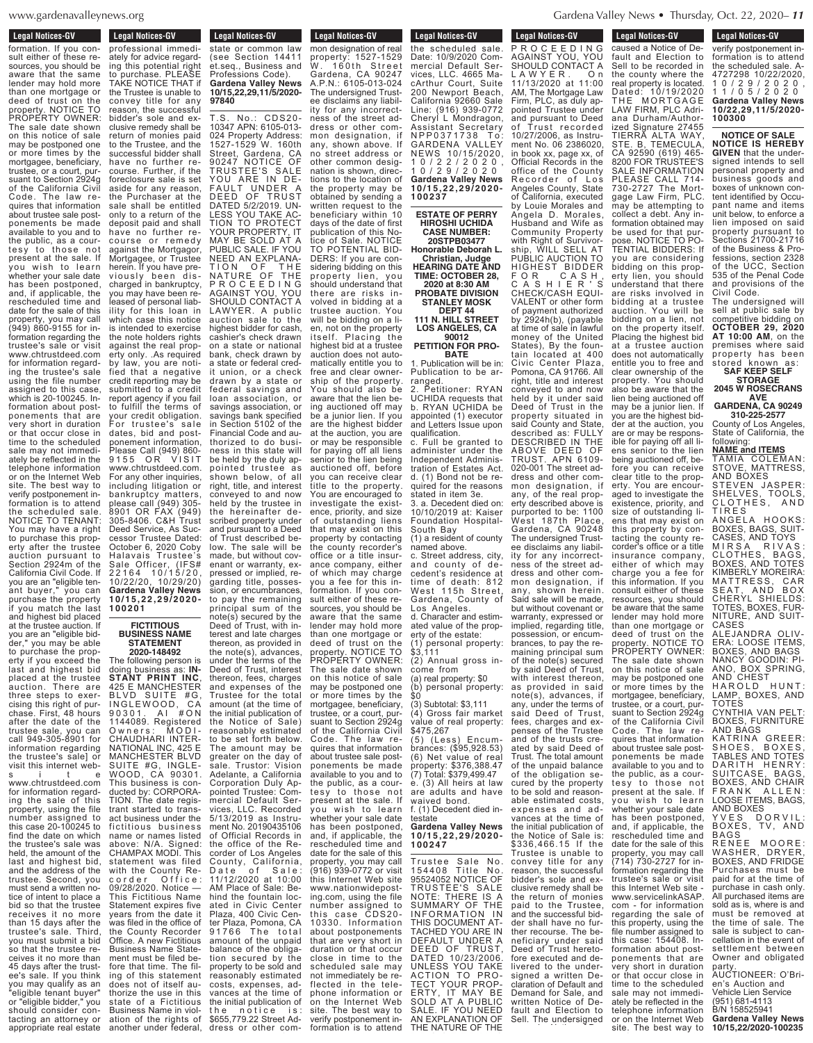formation. If you consult either of these resources, you should be aware that the same lender may hold more than one mortgage or deed of trust on the property. NOTICE TO PROPERTY OWNER: The sale date shown on this notice of sale may be postponed one or more times by the mortgagee, beneficiary, trustee, or a court, pursuant to Section 2924g of the California Civil Code. The law requires that information about trustee sale postponements be made available to you and to the public, as a courtesy to those not present at the sale. If you wish to learn whether your sale date has been postponed, and, if applicable, the rescheduled time and date for the sale of this property, you may call (949) 860-9155 for information regarding the trustee's sale or visit www.chtrustdeed.com for information regarding the trustee's sale using the file number assigned to this case, which is 20-100245. Information about postponements that are very short in duration or that occur close in time to the scheduled sale may not immediately be reflected in the telephone information or on the Internet Web site. The best way to verify postponement information is to attend the scheduled sale. NOTICE TO TENANT: You may have a right to purchase this property after the trustee auction pursuant to Section 2924m of the California Civil Code. If you are an "eligible tenant buyer," you can purchase the property if you match the last and highest bid placed at the trustee auction. If you are an "eligible bidder," you may be able to purchase the property if you exceed the last and highest bid placed at the trustee auction. There are three steps to exercising this right of purchase. First, 48 hours after the date of the trustee sale, you can call 949-305-8901 for information regarding the trustee's sale] or visit this internet website www.chtrustdeed.com for information regarding the sale of this property, using the file number assigned to this case 20-100245 to find the date on which the trustee's sale was held, the amount of the last and highest bid, and the address of the trustee. Second, you must send a written notice of intent to place a bid so that the trustee receives it no more than 15 days after the trustee's sale. Third, you must submit a bid so that the trustee receives it no more than 45 days after the trustee's sale. If you think you may qualify as an "eligible tenant buyer" or "eligible bidder," you should consider contacting an attorney or appropriate real estate professional immediately for advice regarding this potential right to purchase. PLEASE TAKE NOTICE THAT if the Trustee is unable to convey title for any reason, the successful bidder's sole and exclusive remedy shall be return of monies paid to the Trustee, and the successful bidder shall have no further recourse. Further, if the foreclosure sale is set aside for any reason, the Purchaser at the sale shall be entitled only to a return of the deposit paid and shall have no further recourse or remedy against the Mortgagor, Mortgagee, or Trustee herein. If you have previously been discharged in bankruptcy, you may have been released of personal liability for this loan in which case this notice is intended to exercise the note holders rights against the real property only. .As required by law, you are notified that a negative credit reporting may be submitted to a credit report agency if you fail to fulfill the terms of your credit obligation. For trustee's sale dates, bid and postponement information, Please Call (949) 860-9155 OR VISIT www.chtrustdeed.com. For any other inquiries, including litigation or bankruptcy matters, please call (949) 305-8901 OR FAX (949) 305-8406. C&H Trust Deed Service, As Successor Trustee Dated: October 6, 2020 Coby Halavais Trustee's Sale Officer (IFS# 22764 10/15/20, 10/22/20, 10/29/20) **Gardena Valley News 10/15,22,29/2020-100201**

**FICTITIOUS BUSINESS NAME STATEMENT 2020-148492**

The following person is doing business as: **INSTANT PRINT INC**, 425 E MANCHESTER BLVD SUITE #G, INGLEWOOD, CA 90301. AI #ON 1144089. Registered Owners: MODI-CHAUDHARI INTERNATIONAL INC, 425 E MANCHESTER BLVD SUITE #G, INGLEWOOD, CA 90301. This business is conducted by: CORPORATION. The date registrant started to transact business under the fictitious business name or names listed above: N/A. Signed: CHAMPAX MODI. This statement was filed with the County Recorder Office: 09/28/2020. Notice — This Fictitious Name Statement expires five years from the date it was filed in the office of the County Recorder Office. A new Fictitious Business Name Statement must be filed before that time. The filing of this statement does not of itself authorize the use in this state of a Fictitious Business Name in violation of the rights of another under federal, state or common law (see Section 14411 et.seq., Business and Professions Code). **Gardena Valley News 10/15,22,29,11/5/2020-97840**

T.S. No.: CDS20-10347 APN: 6105-013-024 Property Address: 1527-1529 W. 160th Street, Gardena, CA 90247 NOTICE OF TRUSTEE'S SALE YOU ARE IN DEFAULT UNDER A DEED OF TRUST DATED 5/2/2019. UNLESS YOU TAKE ACTION TO PROTECT YOUR PROPERTY, IT MAY BE SOLD AT A PUBLIC SALE. IF YOU NEED AN EXPLANATION OF THE NATURE OF THE PROCEEDING AGAINST YOU, YOU SHOULD CONTACT A LAWYER. A public auction sale to the highest bidder for cash, cashier's check drawn on a state or national bank, check drawn by a state or federal credit union, or a check drawn by a state or federal savings and loan association, or savings association, or savings bank specified in Section 5102 of the Financial Code and authorized to do business in this state will be held by the duly appointed trustee as shown below, of all right, title, and interest conveyed to and now held by the trustee in the hereinafter described property under and pursuant to a Deed of Trust described below. The sale will be made, but without covenant or warranty, expressed or implied, regarding title, possession, or encumbrances, to pay the remaining principal sum of the note(s) secured by the Deed of Trust, with interest and late charges thereon, as provided in the note(s), advances, under the terms of the Deed of Trust, interest thereon, fees, charges and expenses of the Trustee for the total amount (at the time of the initial publication of the Notice of Sale) reasonably estimated to be set forth below. The amount may be greater on the day of sale. Trustor: Vision Adelante, a California Corporation Duly Appointed Trustee: Commercial Default Services, LLC. Recorded 5/13/2019 as Instrument No. 20190435106 of Official Records in the office of the Recorder of Los Angeles County, California, Date of Sale: 11/12/2020 at 10:00 AM Place of Sale: Behind the fountain located in Civic Center Plaza, 400 Civic Center Plaza, Pomona, CA 91766 The total amount of the unpaid balance of the obligation secured by the property to be sold and reasonably estimated costs, expenses, advances at the time of the initial publication of the notice is: $655,779.22 Street Address or other common designation of real property: 1527-1529 W. 160th Street Gardena, CA 90247 A.P.N.: 6105-013-024 The undersigned Trustee disclaims any liability for any incorrectness of the street address or other common designation, if any, shown above. If no street address or other common designation is shown, directions to the location of the property may be obtained by sending a written request to the beneficiary within 10 days of the date of first publication of this Notice of Sale. NOTICE TO POTENTIAL BIDDERS: If you are considering bidding on this property lien, you should understand that there are risks involved in bidding at a trustee auction. You will be bidding on a lien, not on the property itself. Placing the highest bid at a trustee auction does not automatically entitle you to free and clear ownership of the property. You should also be aware that the lien being auctioned off may be a junior lien. If you are the highest bidder at the auction, you are or may be responsible for paying off all liens senior to the lien being auctioned off, before you can receive clear title to the property. You are encouraged to investigate the existence, priority, and size of outstanding liens that may exist on this property by contacting the county recorder's office or a title insurance company, either of which may charge you a fee for this information. If you consult either of these resources, you should be aware that the same lender may hold more than one mortgage or deed of trust on the property. NOTICE TO PROPERTY OWNER: The sale date shown on this notice of sale may be postponed one or more times by the mortgagee, beneficiary, trustee, or a court, pursuant to Section 2924g of the California Civil Code. The law requires that information about trustee sale postponements be made available to you and to the public, as a courtesy to those not present at the sale. If you wish to learn whether your sale date has been postponed, and, if applicable, the rescheduled time and date for the sale of this property, you may call (916) 939-0772 or visit this Internet Web site www.nationwideposting.com, using the file number assigned to this case CDS20-10330. Information about postponements that are very short in duration or that occur close in time to the scheduled sale may not immediately be reflected in the telephone information or on the Internet Web site. The best way to verify postponement information is to attend the scheduled sale. Date: 10/9/2020 Commercial Default Services, LLC. 4665 MacArthur Court, Suite 200 Newport Beach, California 92660 Sale Line: (916) 939-0772 Cheryl L Mondragon, Assistant Secretary NPP0371738 To: GARDENA VALLEY NEWS 10/15/2020, 10/22/2020, 10/29/2020 **Gardena Valley News 10/15,22,29/2020-100237**

**ESTATE OF PERRY HIROSHI UCHIDA CASE NUMBER: 20STPB03477 Honorable Deborah L. Christian, Judge HEARING DATE AND TIME: OCTOBER 28, 2020 at 8:30 AM PROBATE DIVISION STANLEY MOSK DEPT 44 111 N. HILL STREET LOS ANGELES, CA 90012 PETITION FOR PROBATE**

1. Publication will be in: Publication to be arranged.
2. Petitioner: RYAN UCHIDA requests that b. RYAN UCHIDA be appointed (1) executor and Letters Issue upon qualification.
c. Full be granted to administer under the Independent Administration of Estates Act.
d. (1) Bond not be required for the reasons stated in item 3e.
3. a. Decedent died on: 10/10/2019 at: Kaiser Foundation Hospital-South Bay
(1) a resident of county named above.
c. Street address, city, and county of decedent's residence at time of death: 812 West 115th Street, Gardena, County of Los Angeles.
d. Character and estimated value of the property of the estate:
(1) personal property: $3,111
(2) Annual gross income from
(a) real property: $0
(b) personal property: $0
(3) Subtotal: $3,111
(4) Gross fair market value of real property: $475,267
(5) (Less) Encumbrances: ($95,928.53)
(6) Net value of real property: $376,388.47
(7) Total: $379,499.47
e. (3) All heirs at law are adults and have waived bond.
f. (1) Decedent died intestate
**Gardena Valley News 10/15,22,29/2020-100247**

Trustee Sale No. 154408 Title No. 95524052 NOTICE OF TRUSTEE'S SALE NOTE: THERE IS A SUMMARY OF THE INFORMATION IN THIS DOCUMENT ATTACHED YOU ARE IN DEFAULT UNDER A DEED OF TRUST, DATED 10/23/2006. UNLESS YOU TAKE ACTION TO PROTECT YOUR PROPERTY, IT MAY BE SOLD AT A PUBLIC SALE. IF YOU NEED AN EXPLANATION OF THE NATURE OF THE PROCEEDING AGAINST YOU, YOU SHOULD CONTACT A LAWYER. On 11/13/2020 at 11:00 AM, The Mortgage Law Firm, PLC, as duly appointed Trustee under and pursuant to Deed of Trust recorded 10/27/2006, as Instrument No. 06 2386020, in book xx, page xx, of Official Records in the office of the County Recorder of Los Angeles County, State of California, executed by Louie Morales and Angela D. Morales, Husband and Wife as Community Property with Right of Survivorship, WILL SELL AT PUBLIC AUCTION TO HIGHEST BIDDER FOR CASH, CASHIER'S CHECK/CASH EQUIVALENT or other form of payment authorized by 2924h(b), (payable at time of sale in lawful money of the United States), By the fountain located at 400 Civic Center Plaza, Pomona, CA 91766. All right, title and interest conveyed to and now held by it under said Deed of Trust in the property situated in said County and State, described as: FULLY DESCRIBED IN THE ABOVE DEED OF TRUST. APN 6109-020-001 The street address and other common designation, if any, of the real property described above is purported to be: 1100 West 187th Place, Gardena, CA 90248 The undersigned Trustee disclaims any liability for any incorrectness of the street address and other common designation, if any, shown herein. Said sale will be made, but without covenant or warranty, expressed or implied, regarding title, possession, or encumbrances, to pay the remaining principal sum of the note(s) secured by said Deed of Trust, with interest thereon, as provided in said note(s), advances, if any, under the terms of said Deed of Trust, fees, charges and expenses of the Trustee and of the trusts created by said Deed of Trust. The total amount of the unpaid balance of the obligation secured by the property to be sold and reasonable estimated costs, expenses and advances at the time of the initial publication of the Notice of Sale is: $336,466.15 If the Trustee is unable to convey title for any reason, the successful bidder's sole and exclusive remedy shall be the return of monies paid to the Trustee, and the successful bidder shall have no further recourse. The beneficiary under said Deed of Trust heretofore executed and delivered to the undersigned a written Declaration of Default and Demand for Sale, and written Notice of Default and Election to Sell. The undersigned caused a Notice of Default and Election to Sell to be recorded in the county where the real property is located. Dated: 10/19/2020 THE MORTGAGE LAW FIRM, PLC Adriana Durham/Authorized Signature 27455 TIERRA ALTA WAY, STE. B, TEMECULA, CA 92590 (619) 465-8200 FOR TRUSTEE'S SALE INFORMATION PLEASE CALL 714-730-2727 The Mortgage Law Firm, PLC. may be attempting to collect a debt. Any information obtained may be used for that purpose. NOTICE TO POTENTIAL BIDDERS: If you are considering bidding on this property lien, you should understand that there are risks involved in bidding at a trustee auction. You will be bidding on a lien, not on the property itself. Placing the highest bid at a trustee auction does not automatically entitle you to free and clear ownership of the property. You should also be aware that the lien being auctioned off may be a junior lien. If you are the highest bidder at the auction, you are or may be responsible for paying off all liens senior to the lien being auctioned off, before you can receive clear title to the property. You are encouraged to investigate the existence, priority, and size of outstanding liens that may exist on this property by contacting the county recorder's office or a title insurance company, either of which may charge you a fee for this information. If you consult either of these resources, you should be aware that the same lender may hold more than one mortgage or deed of trust on the property. NOTICE TO PROPERTY OWNER: The sale date shown on this notice of sale may be postponed one or more times by the mortgagee, beneficiary, trustee, or a court, pursuant to Section 2924g of the California Civil Code. The law requires that information about trustee sale postponements be made available to you and to the public, as a courtesy to those not present at the sale. If you wish to learn whether your sale date has been postponed, and, if applicable, the rescheduled time and date for the sale of this property, you may call (714) 730-2727 for information regarding the trustee's sale or visit this Internet Web site - www.servicelinkASAP.com - for information regarding the sale of this property, using the file number assigned to this case: 154408. Information about postponements that are very short in duration or that occur close in time to the scheduled sale may not immediately be reflected in the telephone information or on the Internet Web site. The best way to verify postponement information is to attend the scheduled sale. A-4727298 10/22/2020, 10/29/2020, 11/05/2020 **Gardena Valley News 10/22,29,11/5/2020-100300**

**NOTICE OF SALE NOTICE IS HEREBY GIVEN** that the undersigned intends to sell personal property and business goods and boxes of unknown content identified by Occupant name and items unit below, to enforce a lien imposed on said property pursuant to Sections 21700-21716 of the Business & Professions, section 2328 of the UCC, Section 535 of the Penal Code and provisions of the Civil Code.

The undersigned will sell at public sale by competitive bidding on **OCTOBER 29, 2020 AT 10:00 AM**, on the premises where said property has been stored known as:

**SAF KEEP SELF STORAGE 2045 W ROSECRANS AVE GARDENA, CA 90249 310-225-2577**

County of Los Angeles, State of California, the following:

**NAME and ITEMS**

TAMIA COLEMAN: STOVE, MATTRESS, AND BOXES
STEVEN JASPER: SHELVES, TOOLS, CLOTHES, AND TIRES
ANGELA HOOKS: BOXES, BAGS, SUITCASES, AND TOYS
MIRSA RIVAS: CLOTHES, BAGS, BOXES, AND TOTES
KIMBERLY MOREIRA: MATTRESS, CAR SEAT, AND BOX
CHERYL SHIELDS: TOTES, BOXES, FURNITURE, AND SUITCASES
ALEJANDRA OLIVERA: LOOSE ITEMS, BOXES, AND BAGS
NANCY GOODIN: PIANO, BOX SPRING, AND CHEST
HAROLD HUNT: LAMP, BOXES, AND TOTES
CYNTHIA VAN PELT: BOXES, FURNITURE AND BAGS
KATRINA GREER: SHOES, BOXES, TABLES AND TOTES
DARITH HENRY: SUITCASE, BAGS, BOXES, AND CHAIR
FRANK ALLEN: LOOSE ITEMS, BAGS, AND BOXES
YVES DORVIL: BOXES, TV, AND BAGS
RENEE MOORE: WASHER, DRYER, BOXES, AND FRIDGE

Purchases must be paid for at the time of purchase in cash only. All purchased items are sold as is, where is and must be removed at the time of sale. The sale is subject to cancellation in the event of settlement between Owner and obligated party.

AUCTIONEER: O'Brien's Auction and Vehicle Lien Service (951) 681-4113 B/N 158525941
**Gardena Valley News 10/15,22/2020-100235**